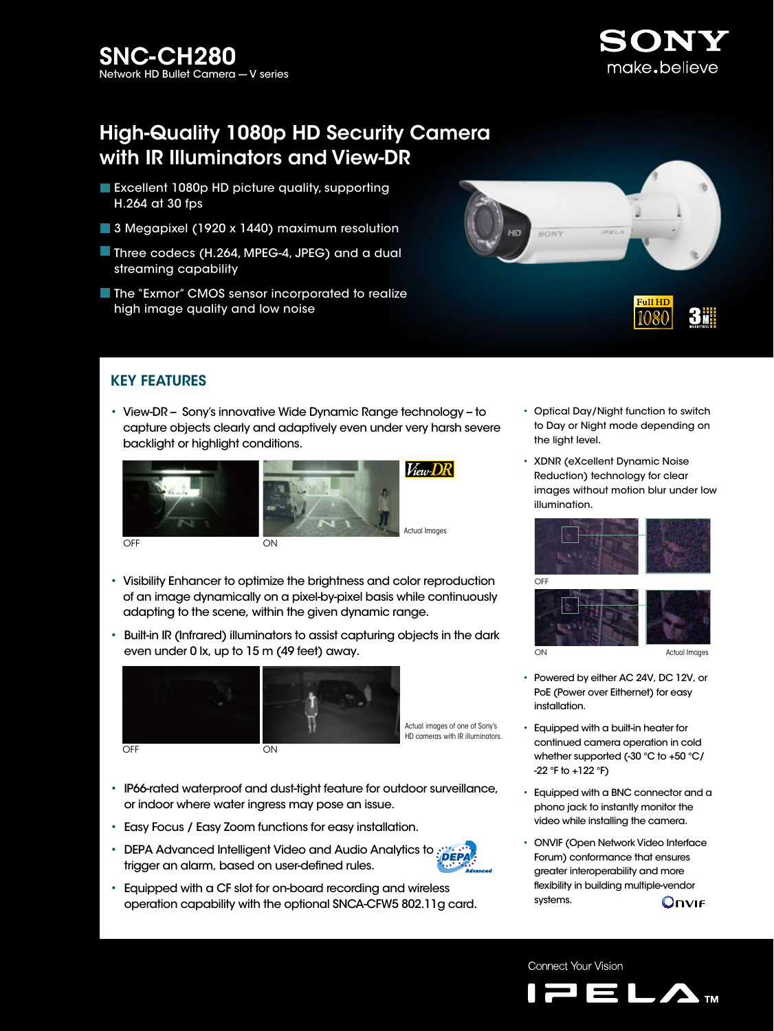# SNC-CH280

Network HD Bullet Camera — V series

SONY make.believe

## High-Quality 1080p HD Security Camera with IR Illuminators and View-DR

- Excellent 1080p HD picture quality, supporting H.264 at 30 fps
- 3 Megapixel (1920 x 1440) maximum resolution
- Three codecs (H.264, MPEG-4, JPEG) and a dual streaming capability
- The "Exmor" CMOS sensor incorporated to realize high image quality and low noise

## KEY FEATURES

- View-DR – Sony's innovative Wide Dynamic Range technology – to capture objects clearly and adaptively even under very harsh severe backlight or highlight conditions.

OFF ON Actual Images

- Visibility Enhancer to optimize the brightness and color reproduction of an image dynamically on a pixel-by-pixel basis while continuously adapting to the scene, within the given dynamic range.
- Built-in IR (Infrared) illuminators to assist capturing objects in the dark even under 0 lx, up to 15 m (49 feet) away.

OFF ON Actual images of one of Sony's HD cameras with IR illuminators.

- IP66-rated waterproof and dust-tight feature for outdoor surveillance, or indoor where water ingress may pose an issue.
- Easy Focus / Easy Zoom functions for easy installation.
- DEPA Advanced Intelligent Video and Audio Analytics to trigger an alarm, based on user-defined rules.
- Equipped with a CF slot for on-board recording and wireless operation capability with the optional SNCA-CFW5 802.11g card.
- Optical Day/Night function to switch to Day or Night mode depending on the light level.
- XDNR (eXcellent Dynamic Noise Reduction) technology for clear images without motion blur under low illumination.

OFF ON Actual Images

- Powered by either AC 24V, DC 12V, or PoE (Power over Ethernet) for easy installation.
- Equipped with a built-in heater for continued camera operation in cold whether supported (-30 °C to +50 °C/ -22 °F to +122 °F)
- Equipped with a BNC connector and a phono jack to instantly monitor the video while installing the camera.
- ONVIF (Open Network Video Interface Forum) conformance that ensures greater interoperability and more flexibility in building multiple-vendor systems.

Connect Your Vision

IPELA™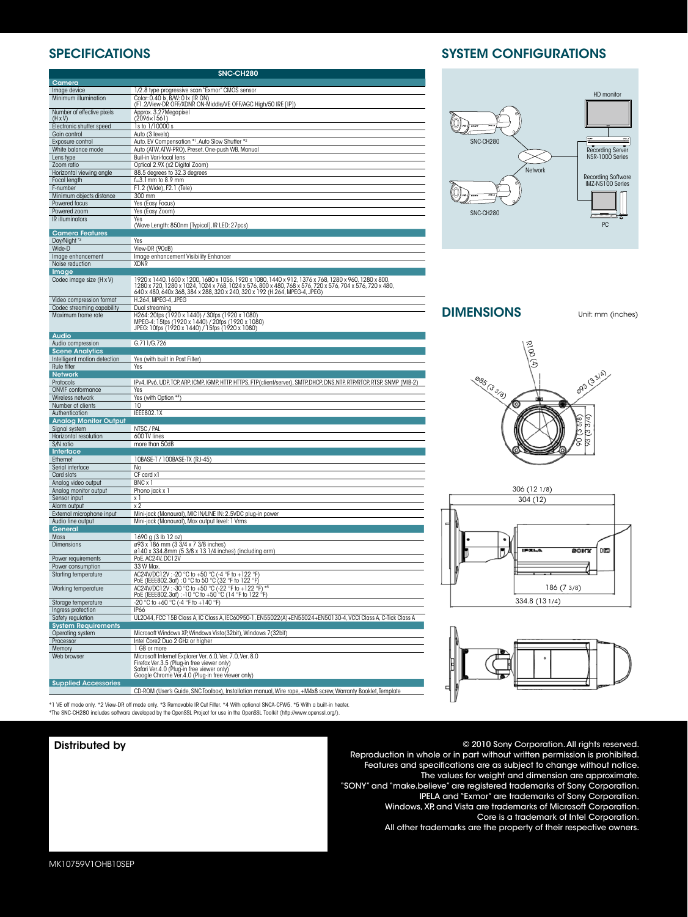## SPECIFICATIONS

| | SNC-CH280 |
|---|---|
| **Camera** | |
| Image device | 1/2.8 type progressive scan "Exmor" CMOS sensor |
| Minimum illumination | Color: 0.40 lx, B/W: 0 lx (IR ON) (F1.2/View-DR OFF/XDNR ON-Middle/VE OFF/AGC High/50 IRE [IP]) |
| Number of effective pixels (H x V) | Approx. 3.27Megapixel (2096x1561) |
| Electronic shutter speed | 1s to 1/10000 s |
| Gain control | Auto (3 levels) |
| Exposure control | Auto, EV Compensation *1, Auto Slow Shutter *2 |
| White balance mode | Auto (ATW, ATW-PRO), Preset, One-push WB, Manual |
| Lens type | Buil-in Vari-focal lens |
| Zoom ratio | Optical 2.9X (x2 Digital Zoom) |
| Horizontal viewing angle | 88.5 degrees to 32.3 degrees |
| Focal length | f=3.1mm to 8.9 mm |
| F-number | F1.2 (Wide), F2.1 (Tele) |
| Minimum objects distance | 300 mm |
| Powered focus | Yes (Easy Focus) |
| Powered zoom | Yes (Easy Zoom) |
| IR illuminators | Yes (Wave Length: 850nm [Typical], IR LED: 27pcs) |
| **Camera Features** | |
| Day/Night *3 | Yes |
| Wide-D | View-DR (90dB) |
| Image enhancement | Image enhancement Visibility Enhancer |
| Noise reduction | XDNR |
| **Image** | |
| Codec image size (H x V) | 1920 x 1440, 1600 x 1200, 1680 x 1056, 1920 x 1080, 1440 x 912, 1376 x 768, 1280 x 960, 1280 x 800, 1280 x 720, 1280 x 1024, 1024 x 768, 1024 x 576, 800 x 480, 768 x 576, 720 x 576, 704 x 576, 720 x 480, 640 x 480, 640x 368, 384 x 288, 320 x 240, 320 x 192 (H.264, MPEG-4, JPEG) |
| Video compression format | H.264, MPEG-4, JPEG |
| Codec streaming capability | Dual streaming |
| Maximum frame rate | H264: 20fps (1920 x 1440) / 30fps (1920 x 1080) MPEG-4: 15fps (1920 x 1440) / 20fps (1920 x 1080) JPEG: 10fps (1920 x 1440) / 15fps (1920 x 1080) |
| **Audio** | |
| Audio compression | G.711/G.726 |
| **Scene Analytics** | |
| Intelligent motion detection | Yes (with built in Post Filter) |
| Rule filter | Yes |
| **Network** | |
| Protocols | IPv4, IPv6, UDP, TCP, ARP, ICMP, IGMP, HTTP, HTTPS, FTP(client/server), SMTP, DHCP, DNS, NTP, RTP/RTCP, RTSP, SNMP (MIB-2) |
| ONVIF conformance | Yes |
| Wireless network | Yes (with Option *4) |
| Number of clients | 10 |
| Authentication | IEEE802.1X |
| **Analog Monitor Output** | |
| Signal system | NTSC / PAL |
| Horizontal resolution | 600 TV lines |
| S/N ratio | more than 50dB |
| **Interface** | |
| Ethernet | 10BASE-T / 100BASE-TX (RJ-45) |
| Serial interface | No |
| Card slots | CF card x1 |
| Analog video output | BNC x 1 |
| Analog monitor output | Phono jack x 1 |
| Sensor input | x 1 |
| Alarm output | x 2 |
| External microphone input | Mini-jack (Monaural), MIC IN/LINE IN: 2.5VDC plug-in power |
| Audio line output | Mini-jack (Monaural), Max output level: 1 Vrms |
| **General** | |
| Mass | 1690 g (3 lb 12 oz) |
| Dimensions | ø93 x 186 mm (3 3/4 x 7 3/8 inches) ø140 x 334.8mm (5 3/8 x 13 1/4 inches) (including arm) |
| Power requirements | PoE, AC24V, DC12V |
| Power consumption | 33 W Max. |
| Starting temperature | AC24V/DC12V : -20 °C to +50 °C (-4 °F to +122 °F) PoE (IEEE802.3af) : 0 °C to 50 °C (32 °F to 122 °F) |
| Working temperature | AC24V/DC12V : -30 °C to +50 °C (-22 °F to +122 °F) *5 PoE (IEEE802.3af) : -10 °C to +50 °C (14 °F to 122 °F) |
| Storage temperature | -20 °C to +60 °C (-4 °F to +140 °F) |
| Ingress protection | IP66 |
| Safety regulation | UL2044, FCC 15B Class A, IC Class A, IEC60950-1, EN55022(A)+EN55024+EN50130-4, VCCI Class A, C-Tick Class A |
| **System Requirements** | |
| Operating system | Microsoft Windows XP, Windows Vista(32bit), Windows 7(32bit) |
| Processor | Intel Core2 Duo 2 GHz or higher |
| Memory | 1 GB or more |
| Web browser | Microsoft Internet Explorer Ver. 6.0, Ver. 7.0, Ver. 8.0 Firefox Ver.3.5 (Plug-in free viewer only) Safari Ver.4.0 (Plug-in free viewer only) Google Chrome Ver.4.0 (Plug-in free viewer only) |
| **Supplied Accessories** | CD-ROM (User's Guide, SNC Toolbox), Installation manual, Wire rope, +M4x8 screw, Warranty Booklet, Template |

*1 VE off mode only. *2 View-DR off mode only. *3 Removable IR Cut Filter. *4 With optional SNCA-CFW5. *5 With a built-in heater.
*The SNC-CH280 includes software developed by the OpenSSL Project for use in the OpenSSL Toolkit (http://www.openssl.org/).

## SYSTEM CONFIGURATIONS

SNC-CH280
SNC-CH280
Network
HD monitor
Recording Server NSR-1000 Series
Recording Software IMZ-NS100 Series
PC

## DIMENSIONS

Unit: mm (inches)

R100 (4)
ø85 (3 3/8)
ø93 (3 3/4)
90 (3 5/8)
93 (3 3/4)
306 (12 1/8)
304 (12)
186 (7 3/8)
334.8 (13 1/4)

Distributed by

© 2010 Sony Corporation. All rights reserved.
Reproduction in whole or in part without written permission is prohibited.
Features and specifications are as subject to change without notice.
The values for weight and dimension are approximate.
"SONY" and "make.believe" are registered trademarks of Sony Corporation.
IPELA and "Exmor" are trademarks of Sony Corporation.
Windows, XP, and Vista are trademarks of Microsoft Corporation.
Core is a trademark of Intel Corporation.
All other trademarks are the property of their respective owners.

MK10759V1OHB10SEP